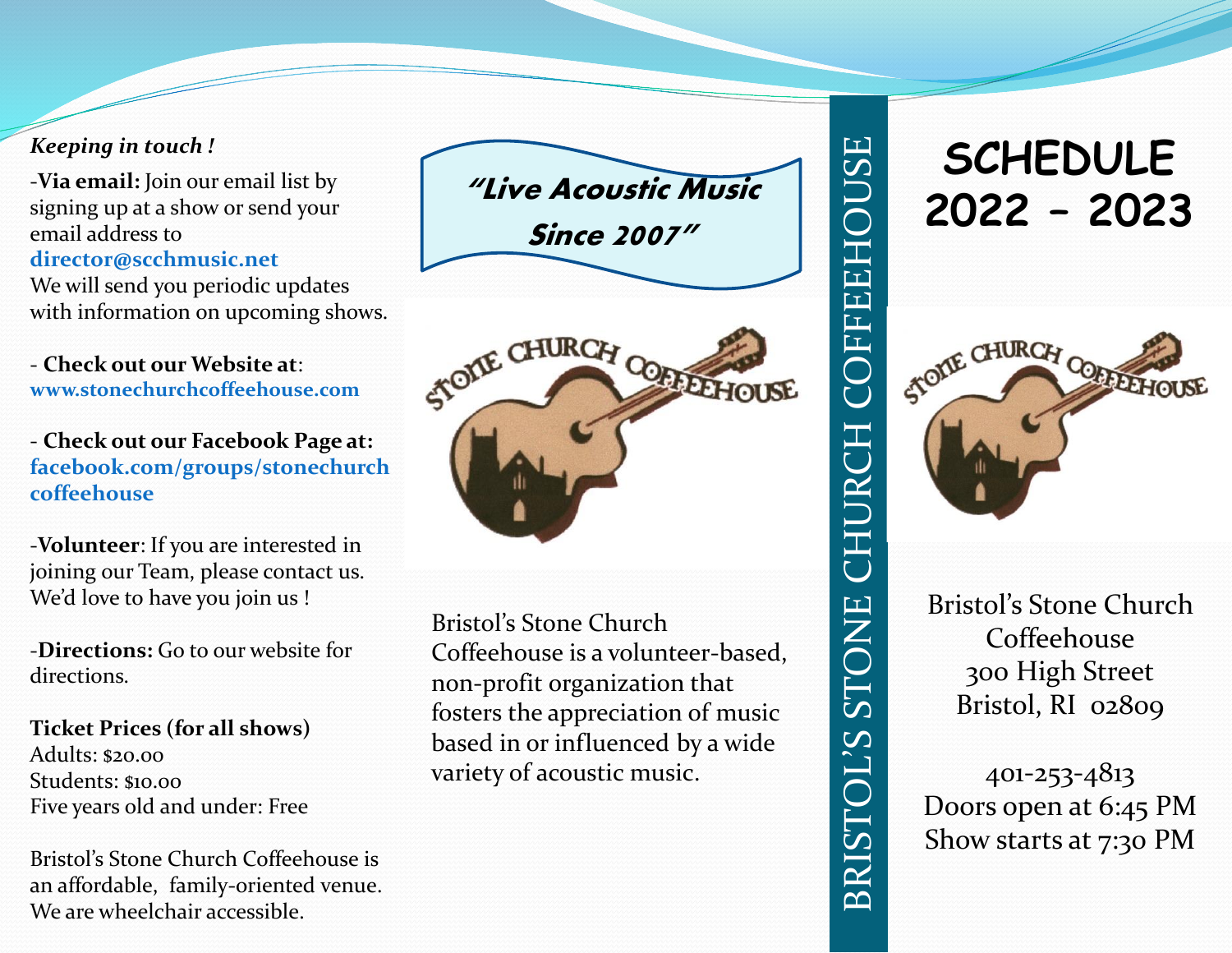***Keeping in touch !***

-**Via email:** Join our email list by signing up at a show or send your email address to **director@scchmusic.net**
We will send you periodic updates with information on upcoming shows.

- **Check out our Website at**: **www.stonechurchcoffeehouse.com**

- **Check out our Facebook Page at: facebook.com/groups/stonechurchcoffeehouse**

-**Volunteer**: If you are interested in joining our Team, please contact us. We'd love to have you join us !

-**Directions:** Go to our website for directions.

**Ticket Prices (for all shows)**
Adults: $20.00
Students: $10.00
Five years old and under: Free

Bristol's Stone Church Coffeehouse is an affordable, family-oriented venue. We are wheelchair accessible.

***"Live Acoustic Music Since 2007"***

STONE CHURCH COFFEEHOUSE

Bristol's Stone Church Coffeehouse is a volunteer-based, non-profit organization that fosters the appreciation of music based in or influenced by a wide variety of acoustic music.

BRISTOL'S STONE CHURCH COFFEEHOUSE

# SCHEDULE 2022 – 2023

STONE CHURCH COFFEEHOUSE

Bristol's Stone Church Coffeehouse
300 High Street
Bristol, RI 02809

401-253-4813
Doors open at 6:45 PM
Show starts at 7:30 PM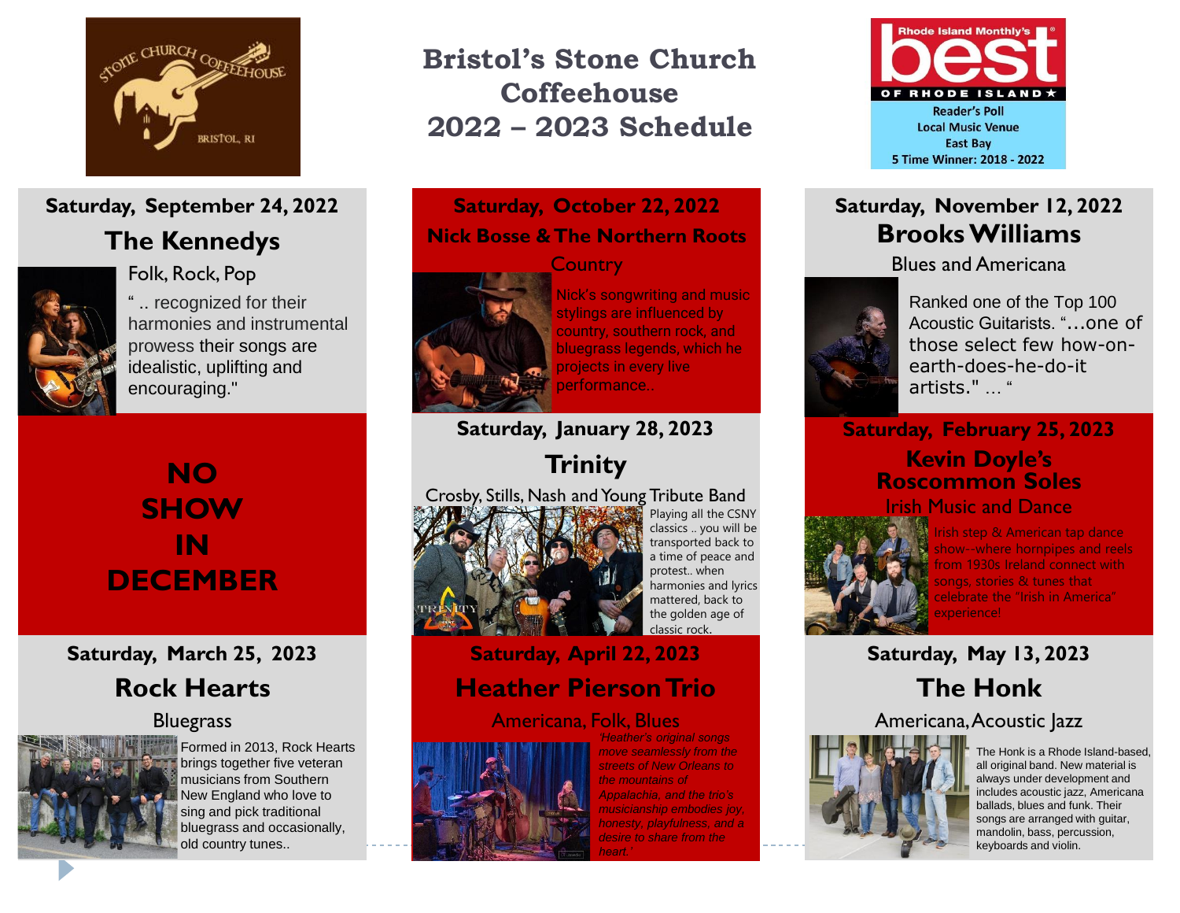# Bristol's Stone Church Coffeehouse 2022 – 2023 Schedule

Stone Church Coffeehouse
Bristol, RI

Rhode Island Monthly's best of Rhode Island ★
Reader's Poll
Local Music Venue
East Bay
5 Time Winner: 2018 - 2022

**Saturday, September 24, 2022**

## The Kennedys

Folk, Rock, Pop

" .. recognized for their harmonies and instrumental prowess their songs are idealistic, uplifting and encouraging."

**Saturday, October 22, 2022**

## Nick Bosse & The Northern Roots

Country

Nick's songwriting and music stylings are influenced by country, southern rock, and bluegrass legends, which he projects in every live performance..

**Saturday, November 12, 2022**

## Brooks Williams

Blues and Americana

Ranked one of the Top 100 Acoustic Guitarists. "…one of those select few how-on-earth-does-he-do-it artists." … "

## NO SHOW IN DECEMBER

**Saturday, January 28, 2023**

## Trinity

Crosby, Stills, Nash and Young Tribute Band

Playing all the CSNY classics .. you will be transported back to a time of peace and protest.. when harmonies and lyrics mattered, back to the golden age of classic rock.

**Saturday, February 25, 2023**

## Kevin Doyle's Roscommon Soles

Irish Music and Dance

Irish step & American tap dance show--where hornpipes and reels from 1930s Ireland connect with songs, stories & tunes that celebrate the "Irish in America" experience!

**Saturday, March 25, 2023**

## Rock Hearts

Bluegrass

Formed in 2013, Rock Hearts brings together five veteran musicians from Southern New England who love to sing and pick traditional bluegrass and occasionally, old country tunes..

**Saturday, April 22, 2023**

## Heather Pierson Trio

Americana, Folk, Blues

*'Heather's original songs move seamlessly from the streets of New Orleans to the mountains of Appalachia, and the trio's musicianship embodies joy, honesty, playfulness, and a desire to share from the heart.'*

**Saturday, May 13, 2023**

## The Honk

Americana, Acoustic Jazz

The Honk is a Rhode Island-based, all original band. New material is always under development and includes acoustic jazz, Americana ballads, blues and funk. Their songs are arranged with guitar, mandolin, bass, percussion, keyboards and violin.